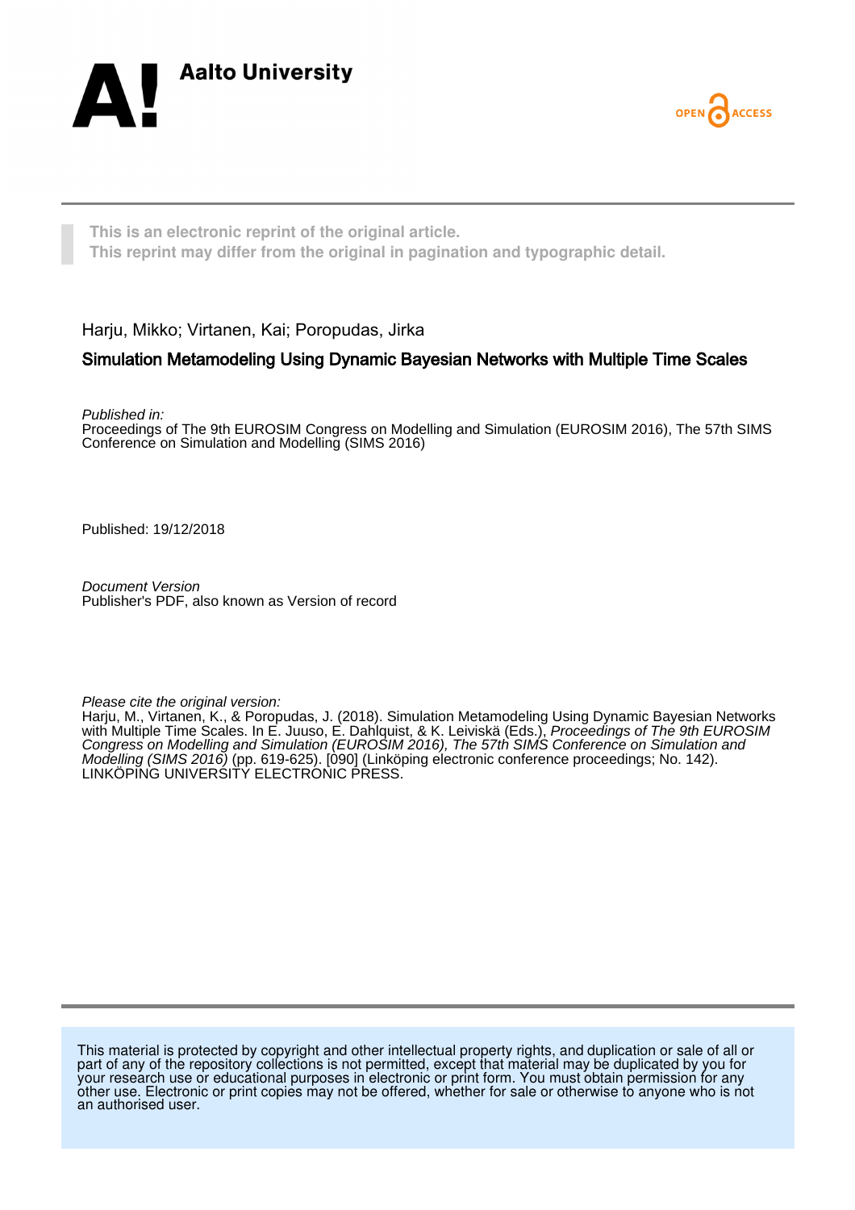Aalto University

OPEN ACCESS

**This is an electronic reprint of the original article.**
**This reprint may differ from the original in pagination and typographic detail.**

Harju, Mikko; Virtanen, Kai; Poropudas, Jirka

## Simulation Metamodeling Using Dynamic Bayesian Networks with Multiple Time Scales

*Published in:*
Proceedings of The 9th EUROSIM Congress on Modelling and Simulation (EUROSIM 2016), The 57th SIMS Conference on Simulation and Modelling (SIMS 2016)

Published: 19/12/2018

*Document Version*
Publisher's PDF, also known as Version of record

*Please cite the original version:*
Harju, M., Virtanen, K., & Poropudas, J. (2018). Simulation Metamodeling Using Dynamic Bayesian Networks with Multiple Time Scales. In E. Juuso, E. Dahlquist, & K. Leiviskä (Eds.), *Proceedings of The 9th EUROSIM Congress on Modelling and Simulation (EUROSIM 2016), The 57th SIMS Conference on Simulation and Modelling (SIMS 2016)* (pp. 619-625). [090] (Linköping electronic conference proceedings; No. 142). LINKÖPING UNIVERSITY ELECTRONIC PRESS.

This material is protected by copyright and other intellectual property rights, and duplication or sale of all or part of any of the repository collections is not permitted, except that material may be duplicated by you for your research use or educational purposes in electronic or print form. You must obtain permission for any other use. Electronic or print copies may not be offered, whether for sale or otherwise to anyone who is not an authorised user.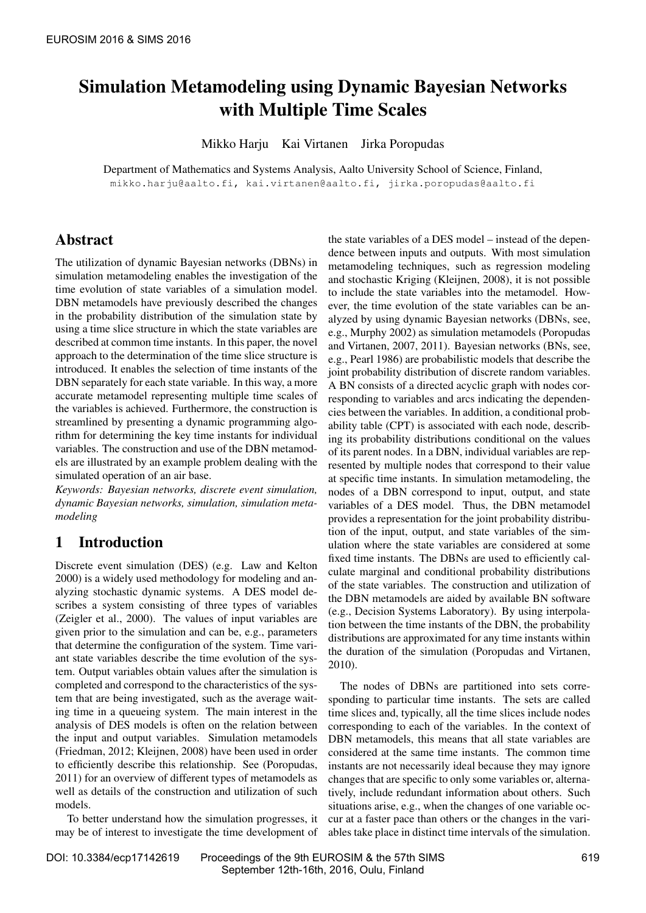# Simulation Metamodeling using Dynamic Bayesian Networks with Multiple Time Scales

Mikko Harju Kai Virtanen Jirka Poropudas

Department of Mathematics and Systems Analysis, Aalto University School of Science, Finland,
mikko.harju@aalto.fi, kai.virtanen@aalto.fi, jirka.poropudas@aalto.fi

## Abstract

The utilization of dynamic Bayesian networks (DBNs) in simulation metamodeling enables the investigation of the time evolution of state variables of a simulation model. DBN metamodels have previously described the changes in the probability distribution of the simulation state by using a time slice structure in which the state variables are described at common time instants. In this paper, the novel approach to the determination of the time slice structure is introduced. It enables the selection of time instants of the DBN separately for each state variable. In this way, a more accurate metamodel representing multiple time scales of the variables is achieved. Furthermore, the construction is streamlined by presenting a dynamic programming algorithm for determining the key time instants for individual variables. The construction and use of the DBN metamodels are illustrated by an example problem dealing with the simulated operation of an air base.

*Keywords: Bayesian networks, discrete event simulation, dynamic Bayesian networks, simulation, simulation metamodeling*

## 1 Introduction

Discrete event simulation (DES) (e.g. Law and Kelton 2000) is a widely used methodology for modeling and analyzing stochastic dynamic systems. A DES model describes a system consisting of three types of variables (Zeigler et al., 2000). The values of input variables are given prior to the simulation and can be, e.g., parameters that determine the configuration of the system. Time variant state variables describe the time evolution of the system. Output variables obtain values after the simulation is completed and correspond to the characteristics of the system that are being investigated, such as the average waiting time in a queueing system. The main interest in the analysis of DES models is often on the relation between the input and output variables. Simulation metamodels (Friedman, 2012; Kleijnen, 2008) have been used in order to efficiently describe this relationship. See (Poropudas, 2011) for an overview of different types of metamodels as well as details of the construction and utilization of such models.

To better understand how the simulation progresses, it may be of interest to investigate the time development of the state variables of a DES model – instead of the dependence between inputs and outputs. With most simulation metamodeling techniques, such as regression modeling and stochastic Kriging (Kleijnen, 2008), it is not possible to include the state variables into the metamodel. However, the time evolution of the state variables can be analyzed by using dynamic Bayesian networks (DBNs, see, e.g., Murphy 2002) as simulation metamodels (Poropudas and Virtanen, 2007, 2011). Bayesian networks (BNs, see, e.g., Pearl 1986) are probabilistic models that describe the joint probability distribution of discrete random variables. A BN consists of a directed acyclic graph with nodes corresponding to variables and arcs indicating the dependencies between the variables. In addition, a conditional probability table (CPT) is associated with each node, describing its probability distributions conditional on the values of its parent nodes. In a DBN, individual variables are represented by multiple nodes that correspond to their value at specific time instants. In simulation metamodeling, the nodes of a DBN correspond to input, output, and state variables of a DES model. Thus, the DBN metamodel provides a representation for the joint probability distribution of the input, output, and state variables of the simulation where the state variables are considered at some fixed time instants. The DBNs are used to efficiently calculate marginal and conditional probability distributions of the state variables. The construction and utilization of the DBN metamodels are aided by available BN software (e.g., Decision Systems Laboratory). By using interpolation between the time instants of the DBN, the probability distributions are approximated for any time instants within the duration of the simulation (Poropudas and Virtanen, 2010).

The nodes of DBNs are partitioned into sets corresponding to particular time instants. The sets are called time slices and, typically, all the time slices include nodes corresponding to each of the variables. In the context of DBN metamodels, this means that all state variables are considered at the same time instants. The common time instants are not necessarily ideal because they may ignore changes that are specific to only some variables or, alternatively, include redundant information about others. Such situations arise, e.g., when the changes of one variable occur at a faster pace than others or the changes in the variables take place in distinct time intervals of the simulation.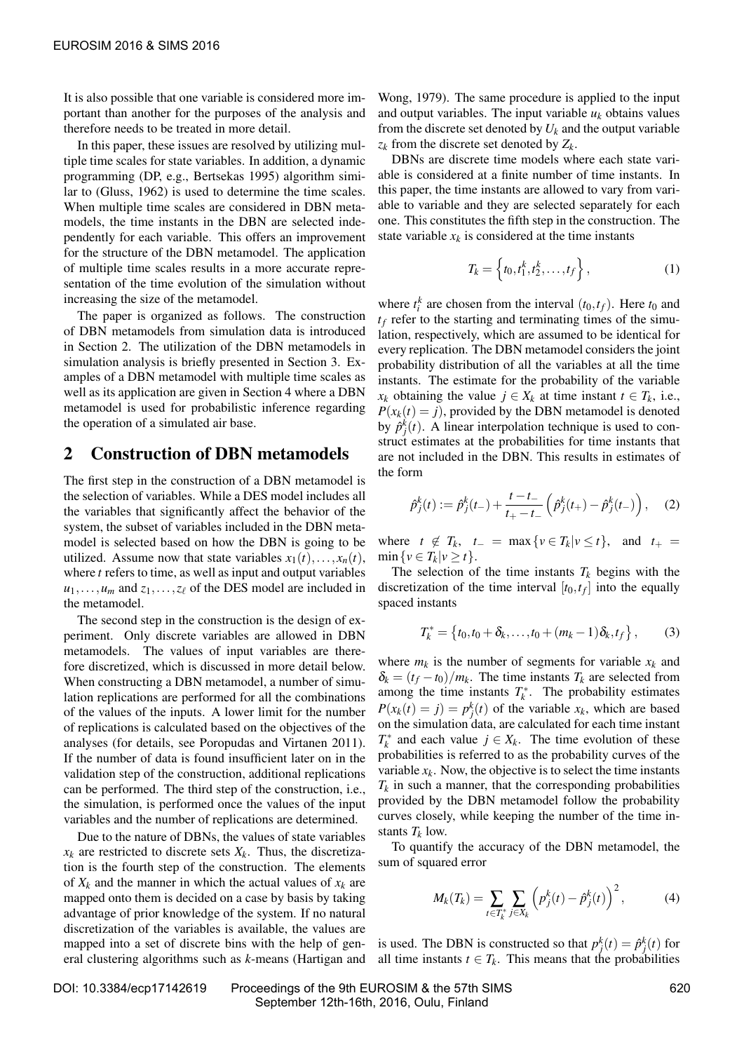It is also possible that one variable is considered more important than another for the purposes of the analysis and therefore needs to be treated in more detail.

In this paper, these issues are resolved by utilizing multiple time scales for state variables. In addition, a dynamic programming (DP, e.g., Bertsekas 1995) algorithm similar to (Gluss, 1962) is used to determine the time scales. When multiple time scales are considered in DBN metamodels, the time instants in the DBN are selected independently for each variable. This offers an improvement for the structure of the DBN metamodel. The application of multiple time scales results in a more accurate representation of the time evolution of the simulation without increasing the size of the metamodel.

The paper is organized as follows. The construction of DBN metamodels from simulation data is introduced in Section 2. The utilization of the DBN metamodels in simulation analysis is briefly presented in Section 3. Examples of a DBN metamodel with multiple time scales as well as its application are given in Section 4 where a DBN metamodel is used for probabilistic inference regarding the operation of a simulated air base.

## 2 Construction of DBN metamodels

The first step in the construction of a DBN metamodel is the selection of variables. While a DES model includes all the variables that significantly affect the behavior of the system, the subset of variables included in the DBN metamodel is selected based on how the DBN is going to be utilized. Assume now that state variables $x_1(t), \ldots, x_n(t)$, where $t$ refers to time, as well as input and output variables $u_1, \ldots, u_m$ and $z_1, \ldots, z_\ell$ of the DES model are included in the metamodel.

The second step in the construction is the design of experiment. Only discrete variables are allowed in DBN metamodels. The values of input variables are therefore discretized, which is discussed in more detail below. When constructing a DBN metamodel, a number of simulation replications are performed for all the combinations of the values of the inputs. A lower limit for the number of replications is calculated based on the objectives of the analyses (for details, see Poropudas and Virtanen 2011). If the number of data is found insufficient later on in the validation step of the construction, additional replications can be performed. The third step of the construction, i.e., the simulation, is performed once the values of the input variables and the number of replications are determined.

Due to the nature of DBNs, the values of state variables $x_k$ are restricted to discrete sets $X_k$. Thus, the discretization is the fourth step of the construction. The elements of $X_k$ and the manner in which the actual values of $x_k$ are mapped onto them is decided on a case by basis by taking advantage of prior knowledge of the system. If no natural discretization of the variables is available, the values are mapped into a set of discrete bins with the help of general clustering algorithms such as $k$-means (Hartigan and Wong, 1979). The same procedure is applied to the input and output variables. The input variable $u_k$ obtains values from the discrete set denoted by $U_k$ and the output variable $z_k$ from the discrete set denoted by $Z_k$.

DBNs are discrete time models where each state variable is considered at a finite number of time instants. In this paper, the time instants are allowed to vary from variable to variable and they are selected separately for each one. This constitutes the fifth step in the construction. The state variable $x_k$ is considered at the time instants

$$T_k = \left\{t_0, t_1^k, t_2^k, \ldots, t_f\right\}, \tag{1}$$

where $t_i^k$ are chosen from the interval $(t_0, t_f)$. Here $t_0$ and $t_f$ refer to the starting and terminating times of the simulation, respectively, which are assumed to be identical for every replication. The DBN metamodel considers the joint probability distribution of all the variables at all the time instants. The estimate for the probability of the variable $x_k$ obtaining the value $j \in X_k$ at time instant $t \in T_k$, i.e., $P(x_k(t) = j)$, provided by the DBN metamodel is denoted by $\hat{p}_j^k(t)$. A linear interpolation technique is used to construct estimates at the probabilities for time instants that are not included in the DBN. This results in estimates of the form

$$\hat{p}_j^k(t) := \hat{p}_j^k(t_-) + \frac{t - t_-}{t_+ - t_-}\left(\hat{p}_j^k(t_+) - \hat{p}_j^k(t_-)\right), \tag{2}$$

where $t \notin T_k$, $t_- = \max\{v \in T_k | v \leq t\}$, and $t_+ = \min\{v \in T_k | v \geq t\}$.

The selection of the time instants $T_k$ begins with the discretization of the time interval $[t_0, t_f]$ into the equally spaced instants

$$T_k^* = \{t_0, t_0 + \delta_k, \ldots, t_0 + (m_k - 1)\delta_k, t_f\}, \tag{3}$$

where $m_k$ is the number of segments for variable $x_k$ and $\delta_k = (t_f - t_0)/m_k$. The time instants $T_k$ are selected from among the time instants $T_k^*$. The probability estimates $P(x_k(t) = j) = p_j^k(t)$ of the variable $x_k$, which are based on the simulation data, are calculated for each time instant $T_k^*$ and each value $j \in X_k$. The time evolution of these probabilities is referred to as the probability curves of the variable $x_k$. Now, the objective is to select the time instants $T_k$ in such a manner, that the corresponding probabilities provided by the DBN metamodel follow the probability curves closely, while keeping the number of the time instants $T_k$ low.

To quantify the accuracy of the DBN metamodel, the sum of squared error

$$M_k(T_k) = \sum_{t \in T_k^*} \sum_{j \in X_k} \left(p_j^k(t) - \hat{p}_j^k(t)\right)^2, \tag{4}$$

is used. The DBN is constructed so that $p_j^k(t) = \hat{p}_j^k(t)$ for all time instants $t \in T_k$. This means that the probabilities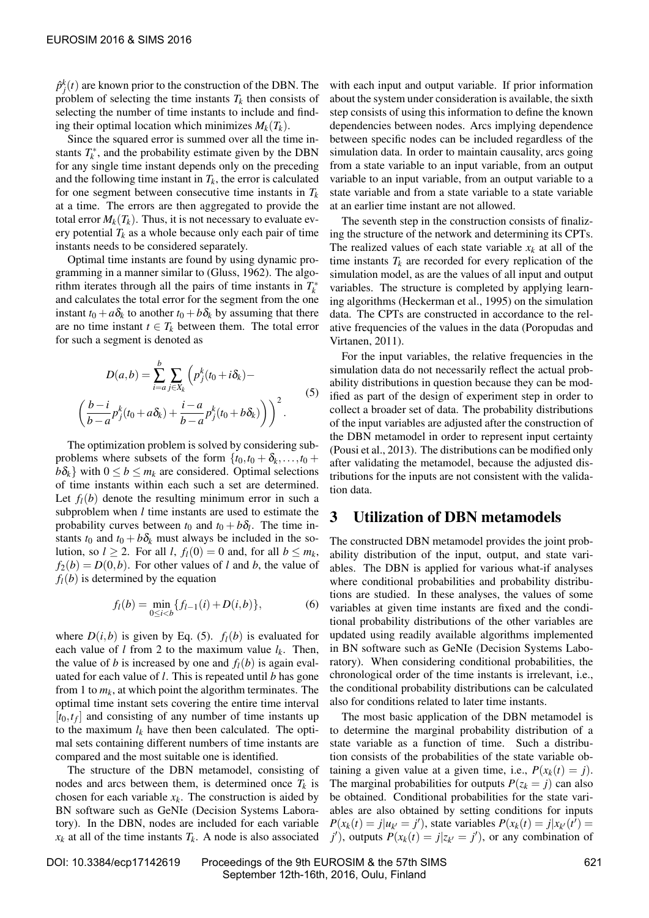$\hat{p}^k_j(t)$ are known prior to the construction of the DBN. The problem of selecting the time instants $T_k$ then consists of selecting the number of time instants to include and finding their optimal location which minimizes $M_k(T_k)$.

Since the squared error is summed over all the time instants $T^*_k$, and the probability estimate given by the DBN for any single time instant depends only on the preceding and the following time instant in $T_k$, the error is calculated for one segment between consecutive time instants in $T_k$ at a time. The errors are then aggregated to provide the total error $M_k(T_k)$. Thus, it is not necessary to evaluate every potential $T_k$ as a whole because only each pair of time instants needs to be considered separately.

Optimal time instants are found by using dynamic programming in a manner similar to (Gluss, 1962). The algorithm iterates through all the pairs of time instants in $T^*_k$ and calculates the total error for the segment from the one instant $t_0 + a\delta_k$ to another $t_0 + b\delta_k$ by assuming that there are no time instant $t \in T_k$ between them. The total error for such a segment is denoted as

$$D(a,b) = \sum_{i=a}^{b} \sum_{j \in X_k} \Big( p^k_j(t_0 + i\delta_k) - \left( \frac{b-i}{b-a} p^k_j(t_0 + a\delta_k) + \frac{i-a}{b-a} p^k_j(t_0 + b\delta_k) \right) \Big)^2. \tag{5}$$

The optimization problem is solved by considering subproblems where subsets of the form $\{t_0, t_0 + \delta_k, \ldots, t_0 + b\delta_k\}$ with $0 \le b \le m_k$ are considered. Optimal selections of time instants within each such a set are determined. Let $f_l(b)$ denote the resulting minimum error in such a subproblem when $l$ time instants are used to estimate the probability curves between $t_0$ and $t_0 + b\delta_l$. The time instants $t_0$ and $t_0 + b\delta_k$ must always be included in the solution, so $l \ge 2$. For all $l$, $f_l(0) = 0$ and, for all $b \le m_k$, $f_2(b) = D(0,b)$. For other values of $l$ and $b$, the value of $f_l(b)$ is determined by the equation

$$f_l(b) = \min_{0 \le i < b} \{ f_{l-1}(i) + D(i,b) \}, \tag{6}$$

where $D(i,b)$ is given by Eq. (5). $f_l(b)$ is evaluated for each value of $l$ from 2 to the maximum value $l_k$. Then, the value of $b$ is increased by one and $f_l(b)$ is again evaluated for each value of $l$. This is repeated until $b$ has gone from 1 to $m_k$, at which point the algorithm terminates. The optimal time instant sets covering the entire time interval $[t_0, t_f]$ and consisting of any number of time instants up to the maximum $l_k$ have then been calculated. The optimal sets containing different numbers of time instants are compared and the most suitable one is identified.

The structure of the DBN metamodel, consisting of nodes and arcs between them, is determined once $T_k$ is chosen for each variable $x_k$. The construction is aided by BN software such as GeNIe (Decision Systems Laboratory). In the DBN, nodes are included for each variable $x_k$ at all of the time instants $T_k$. A node is also associated with each input and output variable. If prior information about the system under consideration is available, the sixth step consists of using this information to define the known dependencies between nodes. Arcs implying dependence between specific nodes can be included regardless of the simulation data. In order to maintain causality, arcs going from a state variable to an input variable, from an output variable to an input variable, from an output variable to a state variable and from a state variable to a state variable at an earlier time instant are not allowed.

The seventh step in the construction consists of finalizing the structure of the network and determining its CPTs. The realized values of each state variable $x_k$ at all of the time instants $T_k$ are recorded for every replication of the simulation model, as are the values of all input and output variables. The structure is completed by applying learning algorithms (Heckerman et al., 1995) on the simulation data. The CPTs are constructed in accordance to the relative frequencies of the values in the data (Poropudas and Virtanen, 2011).

For the input variables, the relative frequencies in the simulation data do not necessarily reflect the actual probability distributions in question because they can be modified as part of the design of experiment step in order to collect a broader set of data. The probability distributions of the input variables are adjusted after the construction of the DBN metamodel in order to represent input certainty (Pousi et al., 2013). The distributions can be modified only after validating the metamodel, because the adjusted distributions for the inputs are not consistent with the validation data.

## 3 Utilization of DBN metamodels

The constructed DBN metamodel provides the joint probability distribution of the input, output, and state variables. The DBN is applied for various what-if analyses where conditional probabilities and probability distributions are studied. In these analyses, the values of some variables at given time instants are fixed and the conditional probability distributions of the other variables are updated using readily available algorithms implemented in BN software such as GeNIe (Decision Systems Laboratory). When considering conditional probabilities, the chronological order of the time instants is irrelevant, i.e., the conditional probability distributions can be calculated also for conditions related to later time instants.

The most basic application of the DBN metamodel is to determine the marginal probability distribution of a state variable as a function of time. Such a distribution consists of the probabilities of the state variable obtaining a given value at a given time, i.e., $P(x_k(t) = j)$. The marginal probabilities for outputs $P(z_k = j)$ can also be obtained. Conditional probabilities for the state variables are also obtained by setting conditions for inputs $P(x_k(t) = j | u_{k'} = j')$, state variables $P(x_k(t) = j | x_{k'}(t') = j')$, outputs $P(x_k(t) = j | z_{k'} = j')$, or any combination of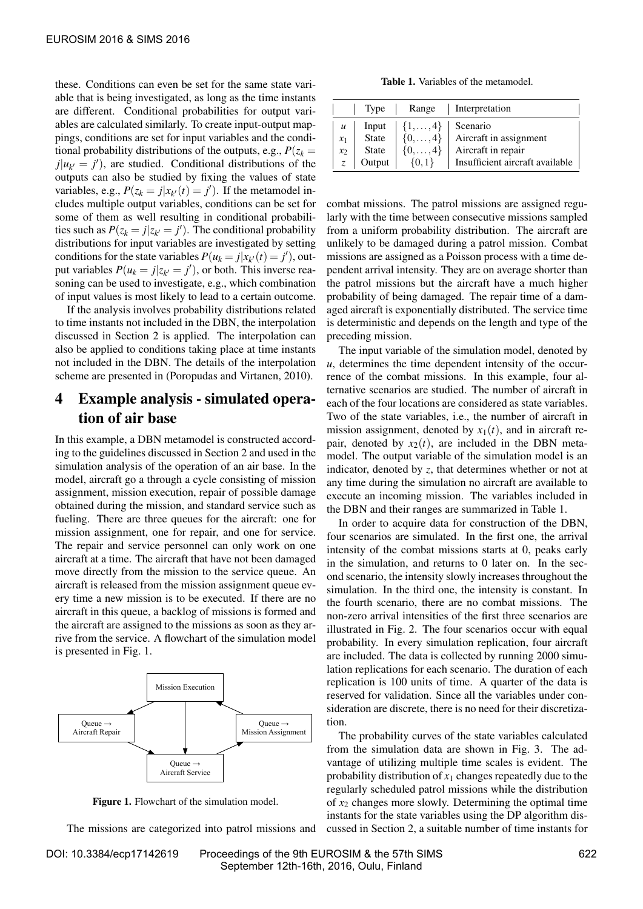these. Conditions can even be set for the same state variable that is being investigated, as long as the time instants are different. Conditional probabilities for output variables are calculated similarly. To create input-output mappings, conditions are set for input variables and the conditional probability distributions of the outputs, e.g., $P(z_k = j|u_{k'} = j')$, are studied. Conditional distributions of the outputs can also be studied by fixing the values of state variables, e.g., $P(z_k = j|x_{k'}(t) = j')$. If the metamodel includes multiple output variables, conditions can be set for some of them as well resulting in conditional probabilities such as $P(z_k = j|z_{k'} = j')$. The conditional probability distributions for input variables are investigated by setting conditions for the state variables $P(u_k = j|x_{k'}(t) = j')$, output variables $P(u_k = j|z_{k'} = j')$, or both. This inverse reasoning can be used to investigate, e.g., which combination of input values is most likely to lead to a certain outcome.

If the analysis involves probability distributions related to time instants not included in the DBN, the interpolation discussed in Section 2 is applied. The interpolation can also be applied to conditions taking place at time instants not included in the DBN. The details of the interpolation scheme are presented in (Poropudas and Virtanen, 2010).

## 4 Example analysis - simulated operation of air base

In this example, a DBN metamodel is constructed according to the guidelines discussed in Section 2 and used in the simulation analysis of the operation of an air base. In the model, aircraft go a through a cycle consisting of mission assignment, mission execution, repair of possible damage obtained during the mission, and standard service such as fueling. There are three queues for the aircraft: one for mission assignment, one for repair, and one for service. The repair and service personnel can only work on one aircraft at a time. The aircraft that have not been damaged move directly from the mission to the service queue. An aircraft is released from the mission assignment queue every time a new mission is to be executed. If there are no aircraft in this queue, a backlog of missions is formed and the aircraft are assigned to the missions as soon as they arrive from the service. A flowchart of the simulation model is presented in Fig. 1.

Mission Execution

Queue → Aircraft Repair

Queue → Mission Assignment

Queue → Aircraft Service

**Figure 1.** Flowchart of the simulation model.

The missions are categorized into patrol missions and combat missions. The patrol missions are assigned regularly with the time between consecutive missions sampled from a uniform probability distribution. The aircraft are unlikely to be damaged during a patrol mission. Combat missions are assigned as a Poisson process with a time dependent arrival intensity. They are on average shorter than the patrol missions but the aircraft have a much higher probability of being damaged. The repair time of a damaged aircraft is exponentially distributed. The service time is deterministic and depends on the length and type of the preceding mission.

**Table 1.** Variables of the metamodel.

| | Type | Range | Interpretation |
|---|---|---|---|
| $u$ | Input | $\{1,\ldots,4\}$ | Scenario |
| $x_1$ | State | $\{0,\ldots,4\}$ | Aircraft in assignment |
| $x_2$ | State | $\{0,\ldots,4\}$ | Aircraft in repair |
| $z$ | Output | $\{0,1\}$ | Insufficient aircraft available |

The input variable of the simulation model, denoted by $u$, determines the time dependent intensity of the occurrence of the combat missions. In this example, four alternative scenarios are studied. The number of aircraft in each of the four locations are considered as state variables. Two of the state variables, i.e., the number of aircraft in mission assignment, denoted by $x_1(t)$, and in aircraft repair, denoted by $x_2(t)$, are included in the DBN metamodel. The output variable of the simulation model is an indicator, denoted by $z$, that determines whether or not at any time during the simulation no aircraft are available to execute an incoming mission. The variables included in the DBN and their ranges are summarized in Table 1.

In order to acquire data for construction of the DBN, four scenarios are simulated. In the first one, the arrival intensity of the combat missions starts at 0, peaks early in the simulation, and returns to 0 later on. In the second scenario, the intensity slowly increases throughout the simulation. In the third one, the intensity is constant. In the fourth scenario, there are no combat missions. The non-zero arrival intensities of the first three scenarios are illustrated in Fig. 2. The four scenarios occur with equal probability. In every simulation replication, four aircraft are included. The data is collected by running 2000 simulation replications for each scenario. The duration of each replication is 100 units of time. A quarter of the data is reserved for validation. Since all the variables under consideration are discrete, there is no need for their discretization.

The probability curves of the state variables calculated from the simulation data are shown in Fig. 3. The advantage of utilizing multiple time scales is evident. The probability distribution of $x_1$ changes repeatedly due to the regularly scheduled patrol missions while the distribution of $x_2$ changes more slowly. Determining the optimal time instants for the state variables using the DP algorithm discussed in Section 2, a suitable number of time instants for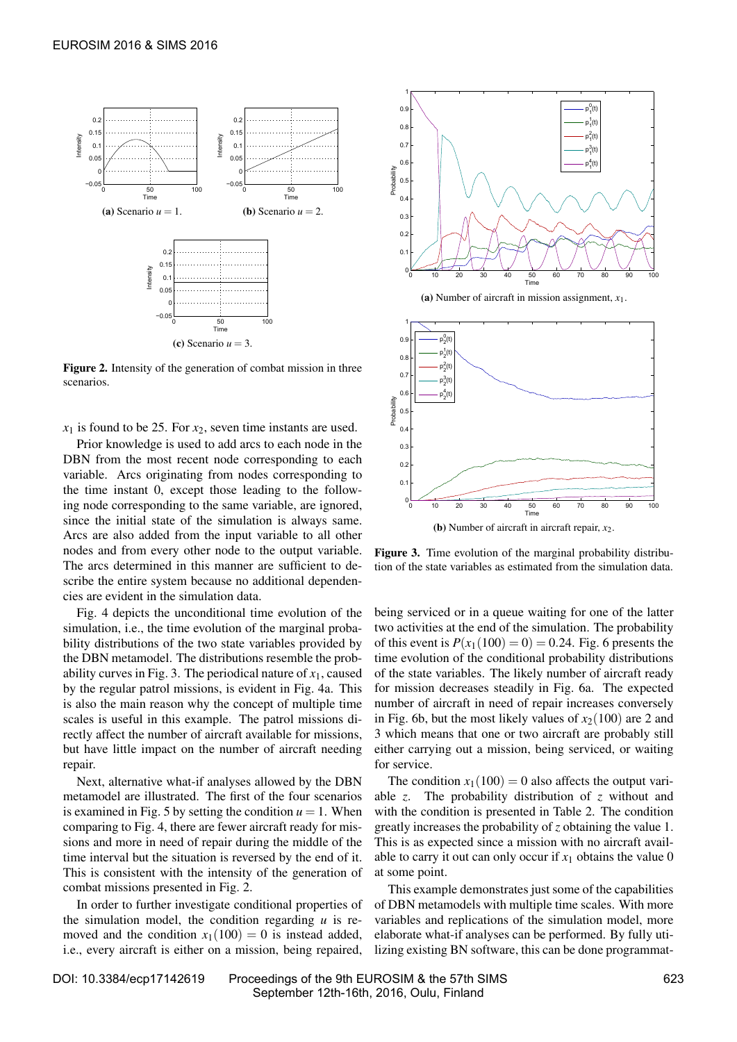(a) Scenario $u = 1$.

(b) Scenario $u = 2$.

(c) Scenario $u = 3$.

**Figure 2.** Intensity of the generation of combat mission in three scenarios.

$x_1$ is found to be 25. For $x_2$, seven time instants are used.

Prior knowledge is used to add arcs to each node in the DBN from the most recent node corresponding to each variable. Arcs originating from nodes corresponding to the time instant 0, except those leading to the following node corresponding to the same variable, are ignored, since the initial state of the simulation is always same. Arcs are also added from the input variable to all other nodes and from every other node to the output variable. The arcs determined in this manner are sufficient to describe the entire system because no additional dependencies are evident in the simulation data.

Fig. 4 depicts the unconditional time evolution of the simulation, i.e., the time evolution of the marginal probability distributions of the two state variables provided by the DBN metamodel. The distributions resemble the probability curves in Fig. 3. The periodical nature of $x_1$, caused by the regular patrol missions, is evident in Fig. 4a. This is also the main reason why the concept of multiple time scales is useful in this example. The patrol missions directly affect the number of aircraft available for missions, but have little impact on the number of aircraft needing repair.

Next, alternative what-if analyses allowed by the DBN metamodel are illustrated. The first of the four scenarios is examined in Fig. 5 by setting the condition $u = 1$. When comparing to Fig. 4, there are fewer aircraft ready for missions and more in need of repair during the middle of the time interval but the situation is reversed by the end of it. This is consistent with the intensity of the generation of combat missions presented in Fig. 2.

In order to further investigate conditional properties of the simulation model, the condition regarding $u$ is removed and the condition $x_1(100) = 0$ is instead added, i.e., every aircraft is either on a mission, being repaired,

(a) Number of aircraft in mission assignment, $x_1$.

(b) Number of aircraft in aircraft repair, $x_2$.

**Figure 3.** Time evolution of the marginal probability distribution of the state variables as estimated from the simulation data.

being serviced or in a queue waiting for one of the latter two activities at the end of the simulation. The probability of this event is $P(x_1(100) = 0) = 0.24$. Fig. 6 presents the time evolution of the conditional probability distributions of the state variables. The likely number of aircraft ready for mission decreases steadily in Fig. 6a. The expected number of aircraft in need of repair increases conversely in Fig. 6b, but the most likely values of $x_2(100)$ are 2 and 3 which means that one or two aircraft are probably still either carrying out a mission, being serviced, or waiting for service.

The condition $x_1(100) = 0$ also affects the output variable $z$. The probability distribution of $z$ without and with the condition is presented in Table 2. The condition greatly increases the probability of $z$ obtaining the value 1. This is as expected since a mission with no aircraft available to carry it out can only occur if $x_1$ obtains the value 0 at some point.

This example demonstrates just some of the capabilities of DBN metamodels with multiple time scales. With more variables and replications of the simulation model, more elaborate what-if analyses can be performed. By fully utilizing existing BN software, this can be done programmat-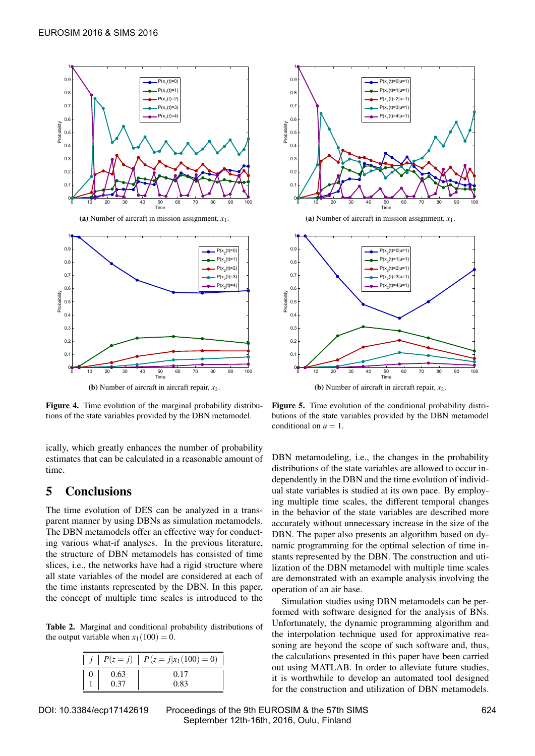**(a)** Number of aircraft in mission assignment, $x_1$.

**(b)** Number of aircraft in aircraft repair, $x_2$.

**Figure 4.** Time evolution of the marginal probability distributions of the state variables provided by the DBN metamodel.

**(a)** Number of aircraft in mission assignment, $x_1$.

**(b)** Number of aircraft in aircraft repair, $x_2$.

**Figure 5.** Time evolution of the conditional probability distributions of the state variables provided by the DBN metamodel conditional on $u = 1$.

ically, which greatly enhances the number of probability estimates that can be calculated in a reasonable amount of time.

## 5 Conclusions

The time evolution of DES can be analyzed in a transparent manner by using DBNs as simulation metamodels. The DBN metamodels offer an effective way for conducting various what-if analyses. In the previous literature, the structure of DBN metamodels has consisted of time slices, i.e., the networks have had a rigid structure where all state variables of the model are considered at each of the time instants represented by the DBN. In this paper, the concept of multiple time scales is introduced to the DBN metamodeling, i.e., the changes in the probability distributions of the state variables are allowed to occur independently in the DBN and the time evolution of individual state variables is studied at its own pace. By employing multiple time scales, the different temporal changes in the behavior of the state variables are described more accurately without unnecessary increase in the size of the DBN. The paper also presents an algorithm based on dynamic programming for the optimal selection of time instants represented by the DBN. The construction and utilization of the DBN metamodel with multiple time scales are demonstrated with an example analysis involving the operation of an air base.

Simulation studies using DBN metamodels can be performed with software designed for the analysis of BNs. Unfortunately, the dynamic programming algorithm and the interpolation technique used for approximative reasoning are beyond the scope of such software and, thus, the calculations presented in this paper have been carried out using MATLAB. In order to alleviate future studies, it is worthwhile to develop an automated tool designed for the construction and utilization of DBN metamodels.

**Table 2.** Marginal and conditional probability distributions of the output variable when $x_1(100) = 0$.

| $j$ | $P(z = j)$ | $P(z = j \mid x_1(100) = 0)$ |
|---|---|---|
| 0 | 0.63 | 0.17 |
| 1 | 0.37 | 0.83 |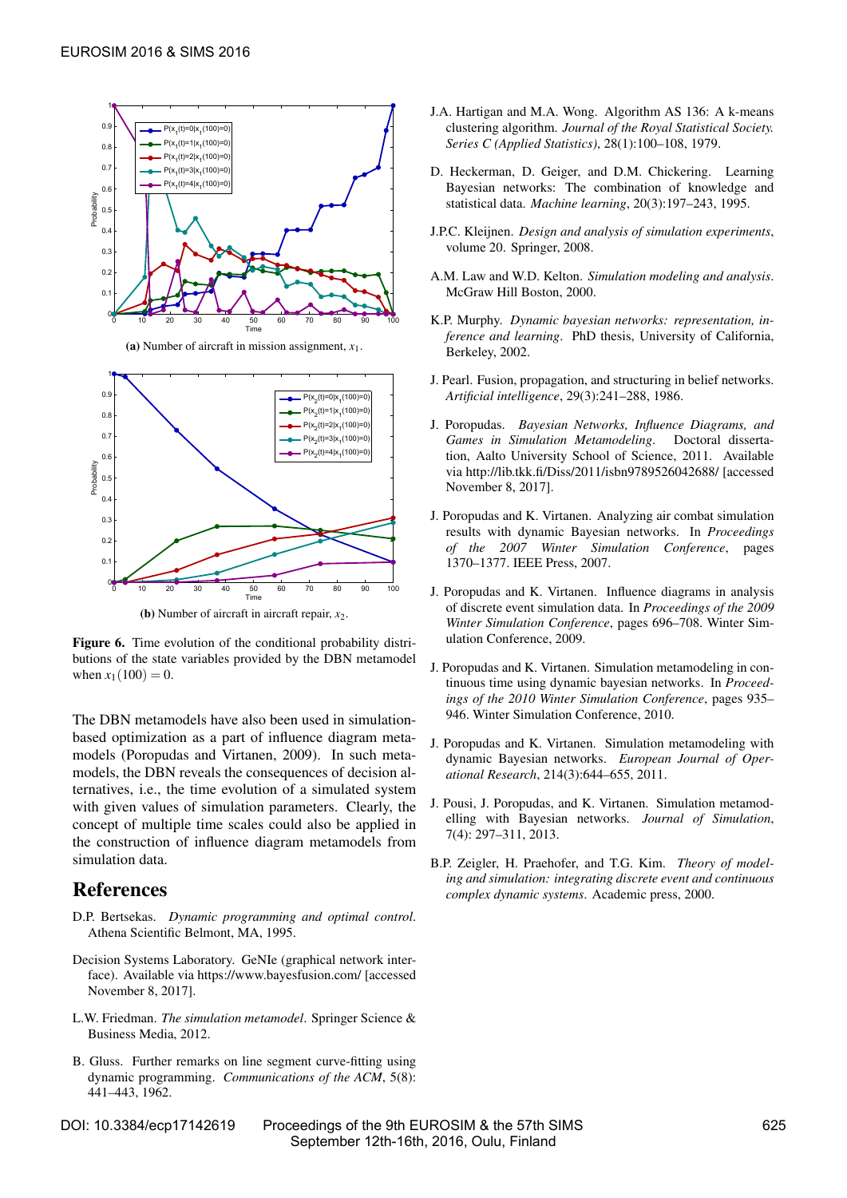Probability

$P(x_1(t)=0|x_1(100)=0)$
$P(x_1(t)=1|x_1(100)=0)$
$P(x_1(t)=2|x_1(100)=0)$
$P(x_1(t)=3|x_1(100)=0)$
$P(x_1(t)=4|x_1(100)=0)$

Time

**(a)** Number of aircraft in mission assignment, $x_1$.

Probability

$P(x_2(t)=0|x_1(100)=0)$
$P(x_2(t)=1|x_1(100)=0)$
$P(x_2(t)=2|x_1(100)=0)$
$P(x_2(t)=3|x_1(100)=0)$
$P(x_2(t)=4|x_1(100)=0)$

Time

**(b)** Number of aircraft in aircraft repair, $x_2$.

**Figure 6.** Time evolution of the conditional probability distributions of the state variables provided by the DBN metamodel when $x_1(100) = 0$.

The DBN metamodels have also been used in simulation-based optimization as a part of influence diagram metamodels (Poropudas and Virtanen, 2009). In such metamodels, the DBN reveals the consequences of decision alternatives, i.e., the time evolution of a simulated system with given values of simulation parameters. Clearly, the concept of multiple time scales could also be applied in the construction of influence diagram metamodels from simulation data.

## References

D.P. Bertsekas. *Dynamic programming and optimal control*. Athena Scientific Belmont, MA, 1995.

Decision Systems Laboratory. GeNIe (graphical network interface). Available via https://www.bayesfusion.com/ [accessed November 8, 2017].

L.W. Friedman. *The simulation metamodel*. Springer Science & Business Media, 2012.

B. Gluss. Further remarks on line segment curve-fitting using dynamic programming. *Communications of the ACM*, 5(8): 441–443, 1962.

J.A. Hartigan and M.A. Wong. Algorithm AS 136: A k-means clustering algorithm. *Journal of the Royal Statistical Society. Series C (Applied Statistics)*, 28(1):100–108, 1979.

D. Heckerman, D. Geiger, and D.M. Chickering. Learning Bayesian networks: The combination of knowledge and statistical data. *Machine learning*, 20(3):197–243, 1995.

J.P.C. Kleijnen. *Design and analysis of simulation experiments*, volume 20. Springer, 2008.

A.M. Law and W.D. Kelton. *Simulation modeling and analysis*. McGraw Hill Boston, 2000.

K.P. Murphy. *Dynamic bayesian networks: representation, inference and learning*. PhD thesis, University of California, Berkeley, 2002.

J. Pearl. Fusion, propagation, and structuring in belief networks. *Artificial intelligence*, 29(3):241–288, 1986.

J. Poropudas. *Bayesian Networks, Influence Diagrams, and Games in Simulation Metamodeling*. Doctoral dissertation, Aalto University School of Science, 2011. Available via http://lib.tkk.fi/Diss/2011/isbn9789526042688/ [accessed November 8, 2017].

J. Poropudas and K. Virtanen. Analyzing air combat simulation results with dynamic Bayesian networks. In *Proceedings of the 2007 Winter Simulation Conference*, pages 1370–1377. IEEE Press, 2007.

J. Poropudas and K. Virtanen. Influence diagrams in analysis of discrete event simulation data. In *Proceedings of the 2009 Winter Simulation Conference*, pages 696–708. Winter Simulation Conference, 2009.

J. Poropudas and K. Virtanen. Simulation metamodeling in continuous time using dynamic bayesian networks. In *Proceedings of the 2010 Winter Simulation Conference*, pages 935–946. Winter Simulation Conference, 2010.

J. Poropudas and K. Virtanen. Simulation metamodeling with dynamic Bayesian networks. *European Journal of Operational Research*, 214(3):644–655, 2011.

J. Pousi, J. Poropudas, and K. Virtanen. Simulation metamodelling with Bayesian networks. *Journal of Simulation*, 7(4): 297–311, 2013.

B.P. Zeigler, H. Praehofer, and T.G. Kim. *Theory of modeling and simulation: integrating discrete event and continuous complex dynamic systems*. Academic press, 2000.